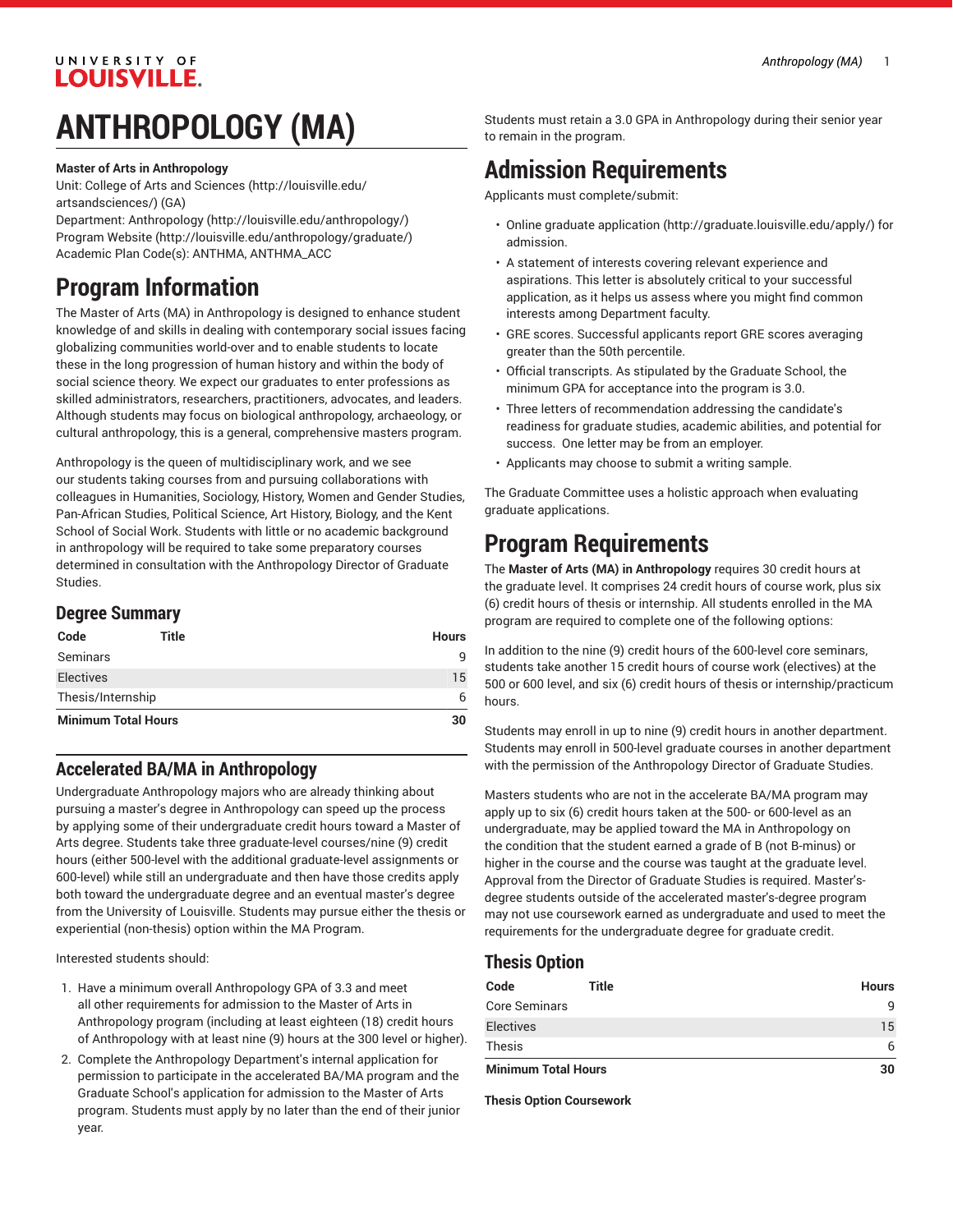# ANTHROPOLOGY (MA)

**Master of Arts in Anthropology**
Unit: College of Arts and Sciences (http://louisville.edu/artsandsciences/) (GA)
Department: Anthropology (http://louisville.edu/anthropology/)
Program Website (http://louisville.edu/anthropology/graduate/)
Academic Plan Code(s): ANTHMA, ANTHMA_ACC

# Program Information

The Master of Arts (MA) in Anthropology is designed to enhance student knowledge of and skills in dealing with contemporary social issues facing globalizing communities world-over and to enable students to locate these in the long progression of human history and within the body of social science theory. We expect our graduates to enter professions as skilled administrators, researchers, practitioners, advocates, and leaders. Although students may focus on biological anthropology, archaeology, or cultural anthropology, this is a general, comprehensive masters program.

Anthropology is the queen of multidisciplinary work, and we see our students taking courses from and pursuing collaborations with colleagues in Humanities, Sociology, History, Women and Gender Studies, Pan-African Studies, Political Science, Art History, Biology, and the Kent School of Social Work. Students with little or no academic background in anthropology will be required to take some preparatory courses determined in consultation with the Anthropology Director of Graduate Studies.

## Degree Summary

| Code | Title | Hours |
|---|---|---|
| Seminars | | 9 |
| Electives | | 15 |
| Thesis/Internship | | 6 |
| **Minimum Total Hours** | | **30** |

## Accelerated BA/MA in Anthropology

Undergraduate Anthropology majors who are already thinking about pursuing a master's degree in Anthropology can speed up the process by applying some of their undergraduate credit hours toward a Master of Arts degree. Students take three graduate-level courses/nine (9) credit hours (either 500-level with the additional graduate-level assignments or 600-level) while still an undergraduate and then have those credits apply both toward the undergraduate degree and an eventual master's degree from the University of Louisville. Students may pursue either the thesis or experiential (non-thesis) option within the MA Program.

Interested students should:

1. Have a minimum overall Anthropology GPA of 3.3 and meet all other requirements for admission to the Master of Arts in Anthropology program (including at least eighteen (18) credit hours of Anthropology with at least nine (9) hours at the 300 level or higher).
2. Complete the Anthropology Department's internal application for permission to participate in the accelerated BA/MA program and the Graduate School's application for admission to the Master of Arts program. Students must apply by no later than the end of their junior year.

Students must retain a 3.0 GPA in Anthropology during their senior year to remain in the program.

# Admission Requirements

Applicants must complete/submit:

- Online graduate application (http://graduate.louisville.edu/apply/) for admission.
- A statement of interests covering relevant experience and aspirations. This letter is absolutely critical to your successful application, as it helps us assess where you might find common interests among Department faculty.
- GRE scores. Successful applicants report GRE scores averaging greater than the 50th percentile.
- Official transcripts. As stipulated by the Graduate School, the minimum GPA for acceptance into the program is 3.0.
- Three letters of recommendation addressing the candidate's readiness for graduate studies, academic abilities, and potential for success. One letter may be from an employer.
- Applicants may choose to submit a writing sample.

The Graduate Committee uses a holistic approach when evaluating graduate applications.

# Program Requirements

The **Master of Arts (MA) in Anthropology** requires 30 credit hours at the graduate level. It comprises 24 credit hours of course work, plus six (6) credit hours of thesis or internship. All students enrolled in the MA program are required to complete one of the following options:

In addition to the nine (9) credit hours of the 600-level core seminars, students take another 15 credit hours of course work (electives) at the 500 or 600 level, and six (6) credit hours of thesis or internship/practicum hours.

Students may enroll in up to nine (9) credit hours in another department. Students may enroll in 500-level graduate courses in another department with the permission of the Anthropology Director of Graduate Studies.

Masters students who are not in the accelerate BA/MA program may apply up to six (6) credit hours taken at the 500- or 600-level as an undergraduate, may be applied toward the MA in Anthropology on the condition that the student earned a grade of B (not B-minus) or higher in the course and the course was taught at the graduate level. Approval from the Director of Graduate Studies is required. Master's-degree students outside of the accelerated master's-degree program may not use coursework earned as undergraduate and used to meet the requirements for the undergraduate degree for graduate credit.

## Thesis Option

| Code | Title | Hours |
|---|---|---|
| Core Seminars | | 9 |
| Electives | | 15 |
| Thesis | | 6 |
| **Minimum Total Hours** | | **30** |

**Thesis Option Coursework**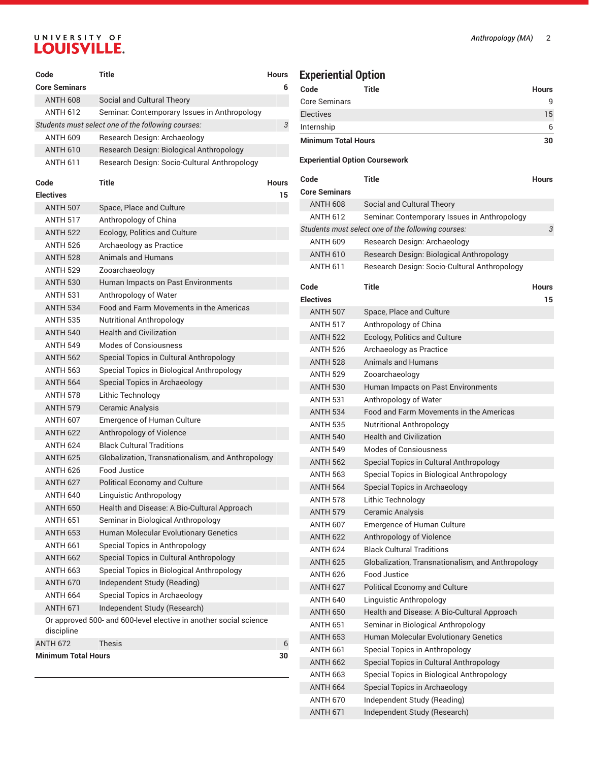| Code | Title | Hours |
|---|---|---|
| **Core Seminars** | | **6** |
| ANTH 608 | Social and Cultural Theory | |
| ANTH 612 | Seminar: Contemporary Issues in Anthropology | |
| *Students must select one of the following courses:* | | *3* |
| ANTH 609 | Research Design: Archaeology | |
| ANTH 610 | Research Design: Biological Anthropology | |
| ANTH 611 | Research Design: Socio-Cultural Anthropology | |

| Code | Title | Hours |
|---|---|---|
| **Electives** | | **15** |
| ANTH 507 | Space, Place and Culture | |
| ANTH 517 | Anthropology of China | |
| ANTH 522 | Ecology, Politics and Culture | |
| ANTH 526 | Archaeology as Practice | |
| ANTH 528 | Animals and Humans | |
| ANTH 529 | Zooarchaeology | |
| ANTH 530 | Human Impacts on Past Environments | |
| ANTH 531 | Anthropology of Water | |
| ANTH 534 | Food and Farm Movements in the Americas | |
| ANTH 535 | Nutritional Anthropology | |
| ANTH 540 | Health and Civilization | |
| ANTH 549 | Modes of Consiousness | |
| ANTH 562 | Special Topics in Cultural Anthropology | |
| ANTH 563 | Special Topics in Biological Anthropology | |
| ANTH 564 | Special Topics in Archaeology | |
| ANTH 578 | Lithic Technology | |
| ANTH 579 | Ceramic Analysis | |
| ANTH 607 | Emergence of Human Culture | |
| ANTH 622 | Anthropology of Violence | |
| ANTH 624 | Black Cultural Traditions | |
| ANTH 625 | Globalization, Transnationalism, and Anthropology | |
| ANTH 626 | Food Justice | |
| ANTH 627 | Political Economy and Culture | |
| ANTH 640 | Linguistic Anthropology | |
| ANTH 650 | Health and Disease: A Bio-Cultural Approach | |
| ANTH 651 | Seminar in Biological Anthropology | |
| ANTH 653 | Human Molecular Evolutionary Genetics | |
| ANTH 661 | Special Topics in Anthropology | |
| ANTH 662 | Special Topics in Cultural Anthropology | |
| ANTH 663 | Special Topics in Biological Anthropology | |
| ANTH 670 | Independent Study (Reading) | |
| ANTH 664 | Special Topics in Archaeology | |
| ANTH 671 | Independent Study (Research) | |
| Or approved 500- and 600-level elective in another social science discipline | | |
| ANTH 672 | Thesis | 6 |
| **Minimum Total Hours** | | **30** |

## Experiential Option

| Code | Title | Hours |
|---|---|---|
| Core Seminars | | 9 |
| Electives | | 15 |
| Internship | | 6 |
| **Minimum Total Hours** | | **30** |

**Experiential Option Coursework**

| Code | Title | Hours |
|---|---|---|
| **Core Seminars** | | |
| ANTH 608 | Social and Cultural Theory | |
| ANTH 612 | Seminar: Contemporary Issues in Anthropology | |
| *Students must select one of the following courses:* | | *3* |
| ANTH 609 | Research Design: Archaeology | |
| ANTH 610 | Research Design: Biological Anthropology | |
| ANTH 611 | Research Design: Socio-Cultural Anthropology | |

| Code | Title | Hours |
|---|---|---|
| **Electives** | | **15** |
| ANTH 507 | Space, Place and Culture | |
| ANTH 517 | Anthropology of China | |
| ANTH 522 | Ecology, Politics and Culture | |
| ANTH 526 | Archaeology as Practice | |
| ANTH 528 | Animals and Humans | |
| ANTH 529 | Zooarchaeology | |
| ANTH 530 | Human Impacts on Past Environments | |
| ANTH 531 | Anthropology of Water | |
| ANTH 534 | Food and Farm Movements in the Americas | |
| ANTH 535 | Nutritional Anthropology | |
| ANTH 540 | Health and Civilization | |
| ANTH 549 | Modes of Consiousness | |
| ANTH 562 | Special Topics in Cultural Anthropology | |
| ANTH 563 | Special Topics in Biological Anthropology | |
| ANTH 564 | Special Topics in Archaeology | |
| ANTH 578 | Lithic Technology | |
| ANTH 579 | Ceramic Analysis | |
| ANTH 607 | Emergence of Human Culture | |
| ANTH 622 | Anthropology of Violence | |
| ANTH 624 | Black Cultural Traditions | |
| ANTH 625 | Globalization, Transnationalism, and Anthropology | |
| ANTH 626 | Food Justice | |
| ANTH 627 | Political Economy and Culture | |
| ANTH 640 | Linguistic Anthropology | |
| ANTH 650 | Health and Disease: A Bio-Cultural Approach | |
| ANTH 651 | Seminar in Biological Anthropology | |
| ANTH 653 | Human Molecular Evolutionary Genetics | |
| ANTH 661 | Special Topics in Anthropology | |
| ANTH 662 | Special Topics in Cultural Anthropology | |
| ANTH 663 | Special Topics in Biological Anthropology | |
| ANTH 664 | Special Topics in Archaeology | |
| ANTH 670 | Independent Study (Reading) | |
| ANTH 671 | Independent Study (Research) | |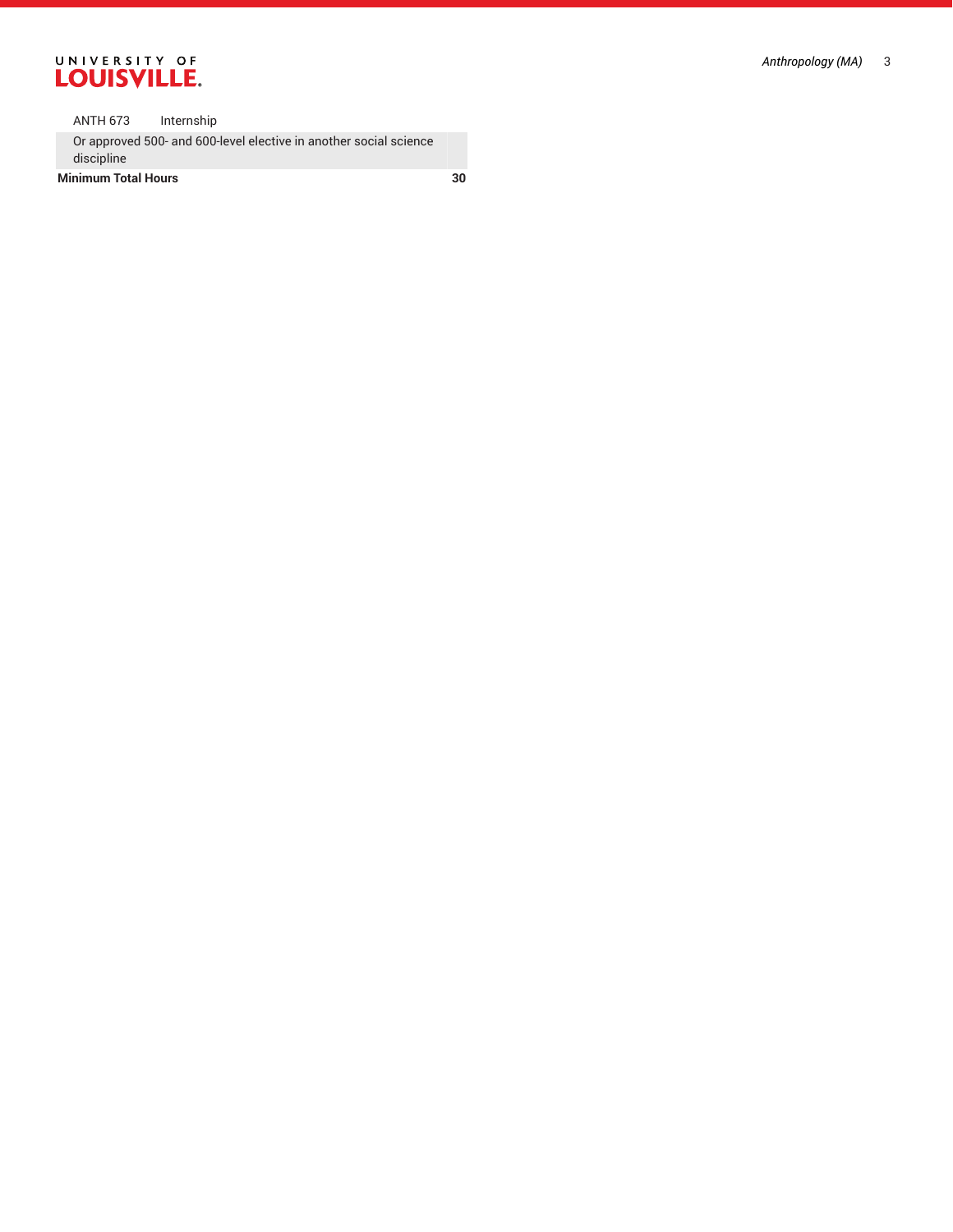| | | |
|---|---|---|
| ANTH 673 | Internship | |
| Or approved 500- and 600-level elective in another social science discipline | | |
| **Minimum Total Hours** | | **30** |